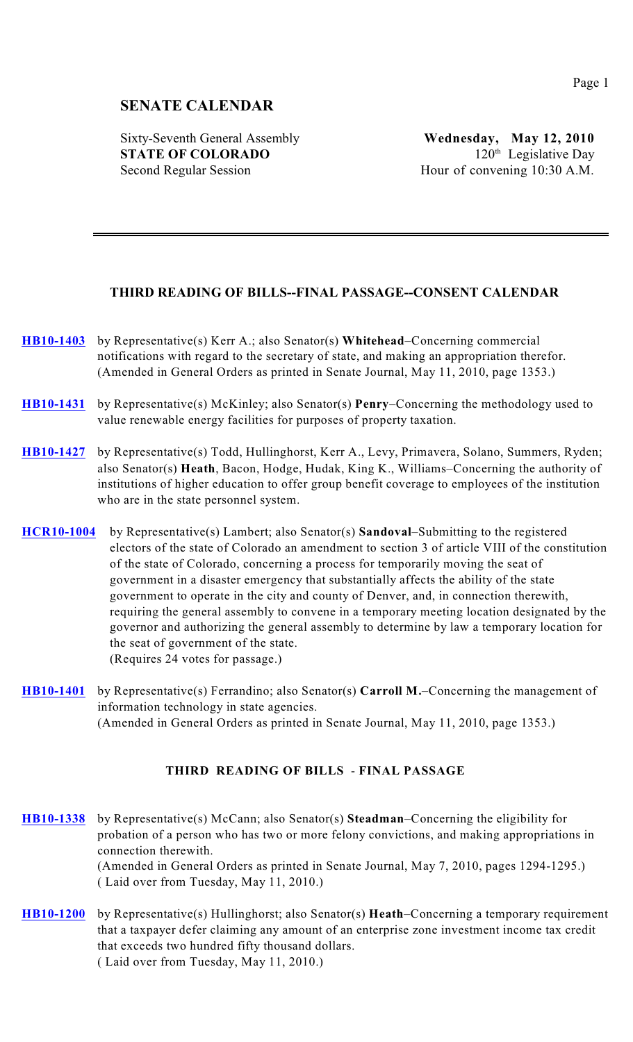# SENATE CALENDAR

Sixty-Seventh General Assembly
**STATE OF COLORADO**
Second Regular Session

**Wednesday, May 12, 2010**
120th Legislative Day
Hour of convening 10:30 A.M.

---

### THIRD READING OF BILLS--FINAL PASSAGE--CONSENT CALENDAR

**HB10-1403** by Representative(s) Kerr A.; also Senator(s) **Whitehead**–Concerning commercial notifications with regard to the secretary of state, and making an appropriation therefor.
(Amended in General Orders as printed in Senate Journal, May 11, 2010, page 1353.)

**HB10-1431** by Representative(s) McKinley; also Senator(s) **Penry**–Concerning the methodology used to value renewable energy facilities for purposes of property taxation.

**HB10-1427** by Representative(s) Todd, Hullinghorst, Kerr A., Levy, Primavera, Solano, Summers, Ryden; also Senator(s) **Heath**, Bacon, Hodge, Hudak, King K., Williams–Concerning the authority of institutions of higher education to offer group benefit coverage to employees of the institution who are in the state personnel system.

**HCR10-1004** by Representative(s) Lambert; also Senator(s) **Sandoval**–Submitting to the registered electors of the state of Colorado an amendment to section 3 of article VIII of the constitution of the state of Colorado, concerning a process for temporarily moving the seat of government in a disaster emergency that substantially affects the ability of the state government to operate in the city and county of Denver, and, in connection therewith, requiring the general assembly to convene in a temporary meeting location designated by the governor and authorizing the general assembly to determine by law a temporary location for the seat of government of the state.
(Requires 24 votes for passage.)

**HB10-1401** by Representative(s) Ferrandino; also Senator(s) **Carroll M.**–Concerning the management of information technology in state agencies.
(Amended in General Orders as printed in Senate Journal, May 11, 2010, page 1353.)

### THIRD READING OF BILLS - FINAL PASSAGE

**HB10-1338** by Representative(s) McCann; also Senator(s) **Steadman**–Concerning the eligibility for probation of a person who has two or more felony convictions, and making appropriations in connection therewith.
(Amended in General Orders as printed in Senate Journal, May 7, 2010, pages 1294-1295.)
( Laid over from Tuesday, May 11, 2010.)

**HB10-1200** by Representative(s) Hullinghorst; also Senator(s) **Heath**–Concerning a temporary requirement that a taxpayer defer claiming any amount of an enterprise zone investment income tax credit that exceeds two hundred fifty thousand dollars.
( Laid over from Tuesday, May 11, 2010.)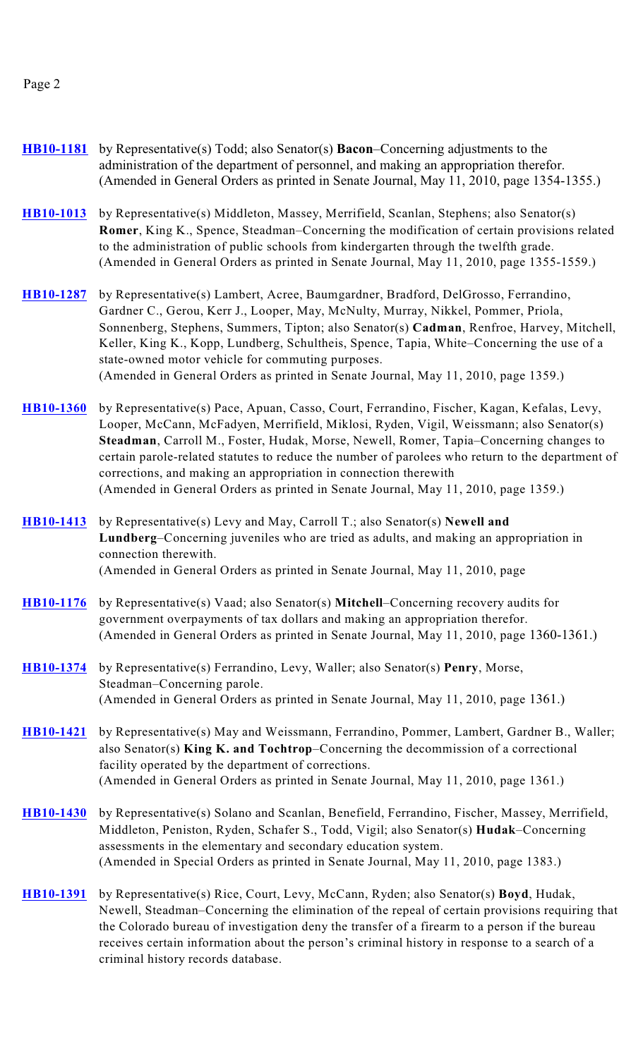**HB10-1181** by Representative(s) Todd; also Senator(s) **Bacon**–Concerning adjustments to the administration of the department of personnel, and making an appropriation therefor.
(Amended in General Orders as printed in Senate Journal, May 11, 2010, page 1354-1355.)

**HB10-1013** by Representative(s) Middleton, Massey, Merrifield, Scanlan, Stephens; also Senator(s) **Romer**, King K., Spence, Steadman–Concerning the modification of certain provisions related to the administration of public schools from kindergarten through the twelfth grade.
(Amended in General Orders as printed in Senate Journal, May 11, 2010, page 1355-1559.)

**HB10-1287** by Representative(s) Lambert, Acree, Baumgardner, Bradford, DelGrosso, Ferrandino, Gardner C., Gerou, Kerr J., Looper, May, McNulty, Murray, Nikkel, Pommer, Priola, Sonnenberg, Stephens, Summers, Tipton; also Senator(s) **Cadman**, Renfroe, Harvey, Mitchell, Keller, King K., Kopp, Lundberg, Schultheis, Spence, Tapia, White–Concerning the use of a state-owned motor vehicle for commuting purposes.
(Amended in General Orders as printed in Senate Journal, May 11, 2010, page 1359.)

**HB10-1360** by Representative(s) Pace, Apuan, Casso, Court, Ferrandino, Fischer, Kagan, Kefalas, Levy, Looper, McCann, McFadyen, Merrifield, Miklosi, Ryden, Vigil, Weissmann; also Senator(s) **Steadman**, Carroll M., Foster, Hudak, Morse, Newell, Romer, Tapia–Concerning changes to certain parole-related statutes to reduce the number of parolees who return to the department of corrections, and making an appropriation in connection therewith
(Amended in General Orders as printed in Senate Journal, May 11, 2010, page 1359.)

**HB10-1413** by Representative(s) Levy and May, Carroll T.; also Senator(s) **Newell and Lundberg**–Concerning juveniles who are tried as adults, and making an appropriation in connection therewith.
(Amended in General Orders as printed in Senate Journal, May 11, 2010, page

**HB10-1176** by Representative(s) Vaad; also Senator(s) **Mitchell**–Concerning recovery audits for government overpayments of tax dollars and making an appropriation therefor.
(Amended in General Orders as printed in Senate Journal, May 11, 2010, page 1360-1361.)

**HB10-1374** by Representative(s) Ferrandino, Levy, Waller; also Senator(s) **Penry**, Morse, Steadman–Concerning parole.
(Amended in General Orders as printed in Senate Journal, May 11, 2010, page 1361.)

**HB10-1421** by Representative(s) May and Weissmann, Ferrandino, Pommer, Lambert, Gardner B., Waller; also Senator(s) **King K. and Tochtrop**–Concerning the decommission of a correctional facility operated by the department of corrections.
(Amended in General Orders as printed in Senate Journal, May 11, 2010, page 1361.)

**HB10-1430** by Representative(s) Solano and Scanlan, Benefield, Ferrandino, Fischer, Massey, Merrifield, Middleton, Peniston, Ryden, Schafer S., Todd, Vigil; also Senator(s) **Hudak**–Concerning assessments in the elementary and secondary education system.
(Amended in Special Orders as printed in Senate Journal, May 11, 2010, page 1383.)

**HB10-1391** by Representative(s) Rice, Court, Levy, McCann, Ryden; also Senator(s) **Boyd**, Hudak, Newell, Steadman–Concerning the elimination of the repeal of certain provisions requiring that the Colorado bureau of investigation deny the transfer of a firearm to a person if the bureau receives certain information about the person's criminal history in response to a search of a criminal history records database.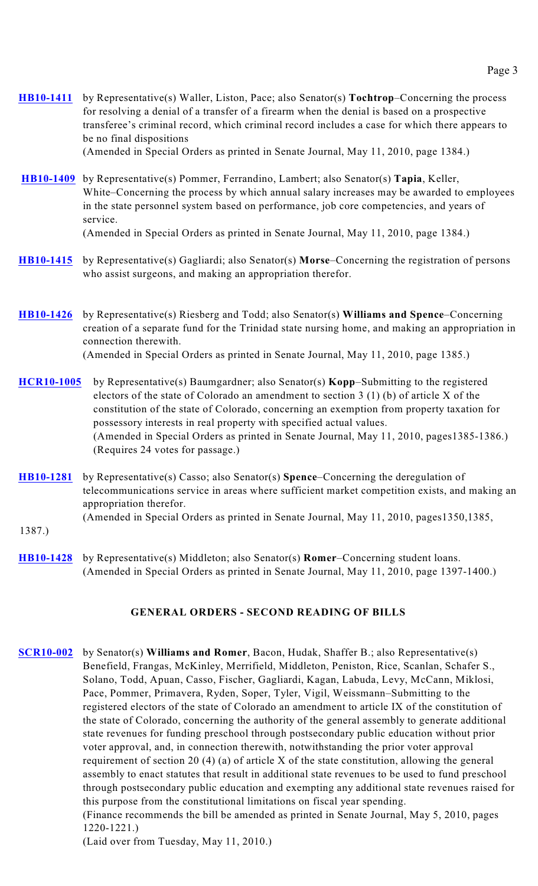**HB10-1411** by Representative(s) Waller, Liston, Pace; also Senator(s) **Tochtrop**–Concerning the process for resolving a denial of a transfer of a firearm when the denial is based on a prospective transferee's criminal record, which criminal record includes a case for which there appears to be no final dispositions
(Amended in Special Orders as printed in Senate Journal, May 11, 2010, page 1384.)

**HB10-1409** by Representative(s) Pommer, Ferrandino, Lambert; also Senator(s) **Tapia**, Keller, White–Concerning the process by which annual salary increases may be awarded to employees in the state personnel system based on performance, job core competencies, and years of service.
(Amended in Special Orders as printed in Senate Journal, May 11, 2010, page 1384.)

**HB10-1415** by Representative(s) Gagliardi; also Senator(s) **Morse**–Concerning the registration of persons who assist surgeons, and making an appropriation therefor.

**HB10-1426** by Representative(s) Riesberg and Todd; also Senator(s) **Williams and Spence**–Concerning creation of a separate fund for the Trinidad state nursing home, and making an appropriation in connection therewith.
(Amended in Special Orders as printed in Senate Journal, May 11, 2010, page 1385.)

**HCR10-1005** by Representative(s) Baumgardner; also Senator(s) **Kopp**–Submitting to the registered electors of the state of Colorado an amendment to section 3 (1) (b) of article X of the constitution of the state of Colorado, concerning an exemption from property taxation for possessory interests in real property with specified actual values.
(Amended in Special Orders as printed in Senate Journal, May 11, 2010, pages1385-1386.)
(Requires 24 votes for passage.)

**HB10-1281** by Representative(s) Casso; also Senator(s) **Spence**–Concerning the deregulation of telecommunications service in areas where sufficient market competition exists, and making an appropriation therefor.
(Amended in Special Orders as printed in Senate Journal, May 11, 2010, pages1350,1385, 1387.)

**HB10-1428** by Representative(s) Middleton; also Senator(s) **Romer**–Concerning student loans.
(Amended in Special Orders as printed in Senate Journal, May 11, 2010, page 1397-1400.)

## GENERAL ORDERS - SECOND READING OF BILLS

**SCR10-002** by Senator(s) **Williams and Romer**, Bacon, Hudak, Shaffer B.; also Representative(s) Benefield, Frangas, McKinley, Merrifield, Middleton, Peniston, Rice, Scanlan, Schafer S., Solano, Todd, Apuan, Casso, Fischer, Gagliardi, Kagan, Labuda, Levy, McCann, Miklosi, Pace, Pommer, Primavera, Ryden, Soper, Tyler, Vigil, Weissmann–Submitting to the registered electors of the state of Colorado an amendment to article IX of the constitution of the state of Colorado, concerning the authority of the general assembly to generate additional state revenues for funding preschool through postsecondary public education without prior voter approval, and, in connection therewith, notwithstanding the prior voter approval requirement of section 20 (4) (a) of article X of the state constitution, allowing the general assembly to enact statutes that result in additional state revenues to be used to fund preschool through postsecondary public education and exempting any additional state revenues raised for this purpose from the constitutional limitations on fiscal year spending.
(Finance recommends the bill be amended as printed in Senate Journal, May 5, 2010, pages 1220-1221.)
(Laid over from Tuesday, May 11, 2010.)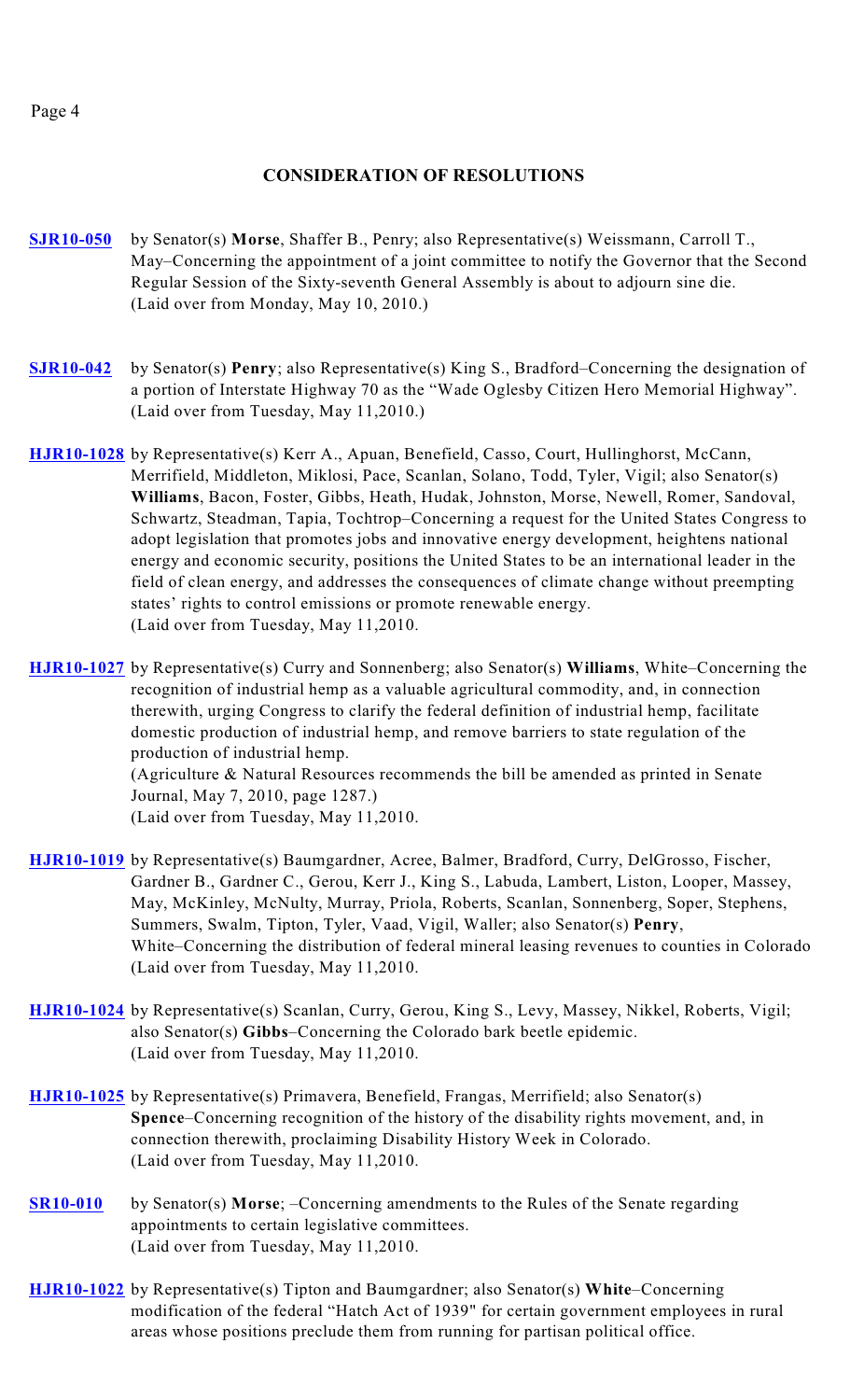## CONSIDERATION OF RESOLUTIONS

**SJR10-050** by Senator(s) **Morse**, Shaffer B., Penry; also Representative(s) Weissmann, Carroll T., May–Concerning the appointment of a joint committee to notify the Governor that the Second Regular Session of the Sixty-seventh General Assembly is about to adjourn sine die.
(Laid over from Monday, May 10, 2010.)

**SJR10-042** by Senator(s) **Penry**; also Representative(s) King S., Bradford–Concerning the designation of a portion of Interstate Highway 70 as the "Wade Oglesby Citizen Hero Memorial Highway".
(Laid over from Tuesday, May 11,2010.)

**HJR10-1028** by Representative(s) Kerr A., Apuan, Benefield, Casso, Court, Hullinghorst, McCann, Merrifield, Middleton, Miklosi, Pace, Scanlan, Solano, Todd, Tyler, Vigil; also Senator(s) **Williams**, Bacon, Foster, Gibbs, Heath, Hudak, Johnston, Morse, Newell, Romer, Sandoval, Schwartz, Steadman, Tapia, Tochtrop–Concerning a request for the United States Congress to adopt legislation that promotes jobs and innovative energy development, heightens national energy and economic security, positions the United States to be an international leader in the field of clean energy, and addresses the consequences of climate change without preempting states' rights to control emissions or promote renewable energy.
(Laid over from Tuesday, May 11,2010.

**HJR10-1027** by Representative(s) Curry and Sonnenberg; also Senator(s) **Williams**, White–Concerning the recognition of industrial hemp as a valuable agricultural commodity, and, in connection therewith, urging Congress to clarify the federal definition of industrial hemp, facilitate domestic production of industrial hemp, and remove barriers to state regulation of the production of industrial hemp.
(Agriculture & Natural Resources recommends the bill be amended as printed in Senate Journal, May 7, 2010, page 1287.)
(Laid over from Tuesday, May 11,2010.

**HJR10-1019** by Representative(s) Baumgardner, Acree, Balmer, Bradford, Curry, DelGrosso, Fischer, Gardner B., Gardner C., Gerou, Kerr J., King S., Labuda, Lambert, Liston, Looper, Massey, May, McKinley, McNulty, Murray, Priola, Roberts, Scanlan, Sonnenberg, Soper, Stephens, Summers, Swalm, Tipton, Tyler, Vaad, Vigil, Waller; also Senator(s) **Penry**, White–Concerning the distribution of federal mineral leasing revenues to counties in Colorado
(Laid over from Tuesday, May 11,2010.

**HJR10-1024** by Representative(s) Scanlan, Curry, Gerou, King S., Levy, Massey, Nikkel, Roberts, Vigil; also Senator(s) **Gibbs**–Concerning the Colorado bark beetle epidemic.
(Laid over from Tuesday, May 11,2010.

**HJR10-1025** by Representative(s) Primavera, Benefield, Frangas, Merrifield; also Senator(s) **Spence**–Concerning recognition of the history of the disability rights movement, and, in connection therewith, proclaiming Disability History Week in Colorado.
(Laid over from Tuesday, May 11,2010.

**SR10-010** by Senator(s) **Morse**; –Concerning amendments to the Rules of the Senate regarding appointments to certain legislative committees.
(Laid over from Tuesday, May 11,2010.

**HJR10-1022** by Representative(s) Tipton and Baumgardner; also Senator(s) **White**–Concerning modification of the federal "Hatch Act of 1939" for certain government employees in rural areas whose positions preclude them from running for partisan political office.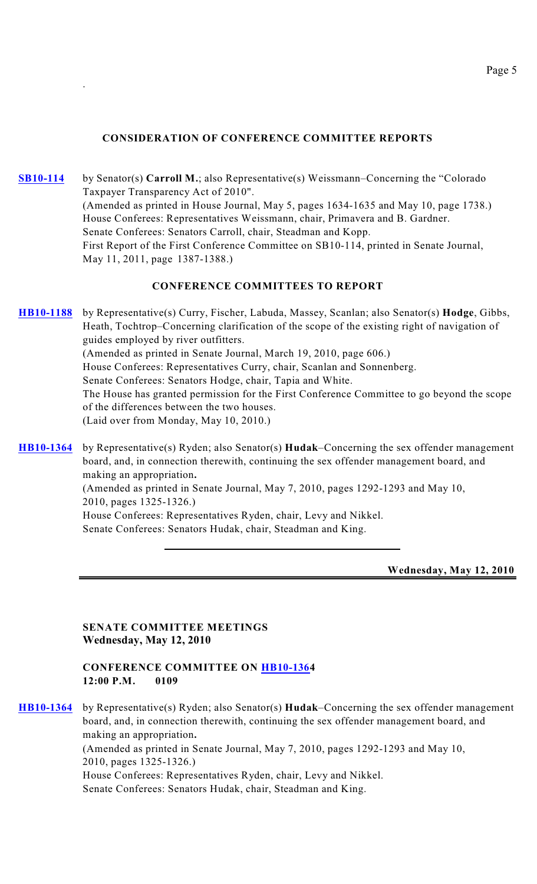### CONSIDERATION OF CONFERENCE COMMITTEE REPORTS

**SB10-114** by Senator(s) **Carroll M.**; also Representative(s) Weissmann–Concerning the "Colorado Taxpayer Transparency Act of 2010".
(Amended as printed in House Journal, May 5, pages 1634-1635 and May 10, page 1738.)
House Conferees: Representatives Weissmann, chair, Primavera and B. Gardner.
Senate Conferees: Senators Carroll, chair, Steadman and Kopp.
First Report of the First Conference Committee on SB10-114, printed in Senate Journal, May 11, 2011, page 1387-1388.)

### CONFERENCE COMMITTEES TO REPORT

**HB10-1188** by Representative(s) Curry, Fischer, Labuda, Massey, Scanlan; also Senator(s) **Hodge**, Gibbs, Heath, Tochtrop–Concerning clarification of the scope of the existing right of navigation of guides employed by river outfitters.
(Amended as printed in Senate Journal, March 19, 2010, page 606.)
House Conferees: Representatives Curry, chair, Scanlan and Sonnenberg.
Senate Conferees: Senators Hodge, chair, Tapia and White.
The House has granted permission for the First Conference Committee to go beyond the scope of the differences between the two houses.
(Laid over from Monday, May 10, 2010.)

**HB10-1364** by Representative(s) Ryden; also Senator(s) **Hudak**–Concerning the sex offender management board, and, in connection therewith, continuing the sex offender management board, and making an appropriation**.**
(Amended as printed in Senate Journal, May 7, 2010, pages 1292-1293 and May 10, 2010, pages 1325-1326.)
House Conferees: Representatives Ryden, chair, Levy and Nikkel.
Senate Conferees: Senators Hudak, chair, Steadman and King.

---

**Wednesday, May 12, 2010**

---

### SENATE COMMITTEE MEETINGS
### Wednesday, May 12, 2010

**CONFERENCE COMMITTEE ON HB10-1364**
**12:00 P.M. 0109**

**HB10-1364** by Representative(s) Ryden; also Senator(s) **Hudak**–Concerning the sex offender management board, and, in connection therewith, continuing the sex offender management board, and making an appropriation**.**
(Amended as printed in Senate Journal, May 7, 2010, pages 1292-1293 and May 10, 2010, pages 1325-1326.)
House Conferees: Representatives Ryden, chair, Levy and Nikkel.
Senate Conferees: Senators Hudak, chair, Steadman and King.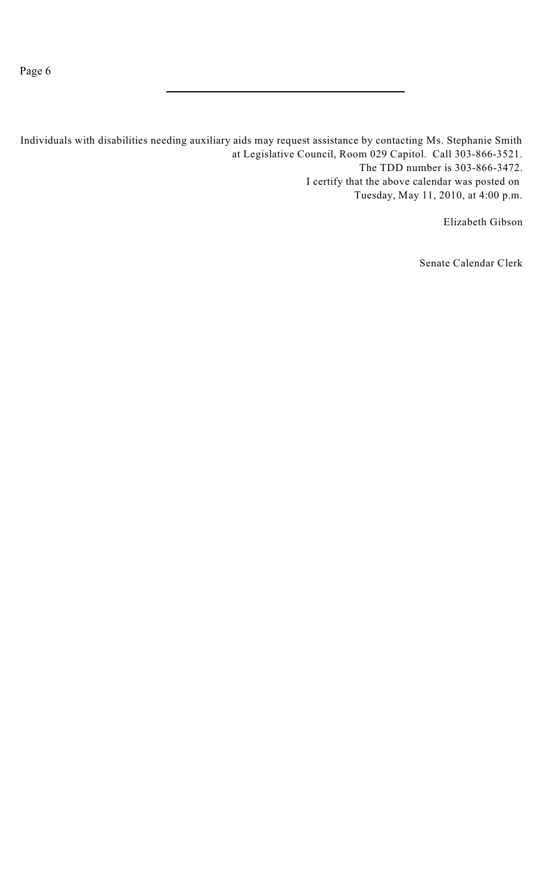---

Individuals with disabilities needing auxiliary aids may request assistance by contacting Ms. Stephanie Smith at Legislative Council, Room 029 Capitol. Call 303-866-3521.
The TDD number is 303-866-3472.
I certify that the above calendar was posted on
Tuesday, May 11, 2010, at 4:00 p.m.

Elizabeth Gibson

Senate Calendar Clerk